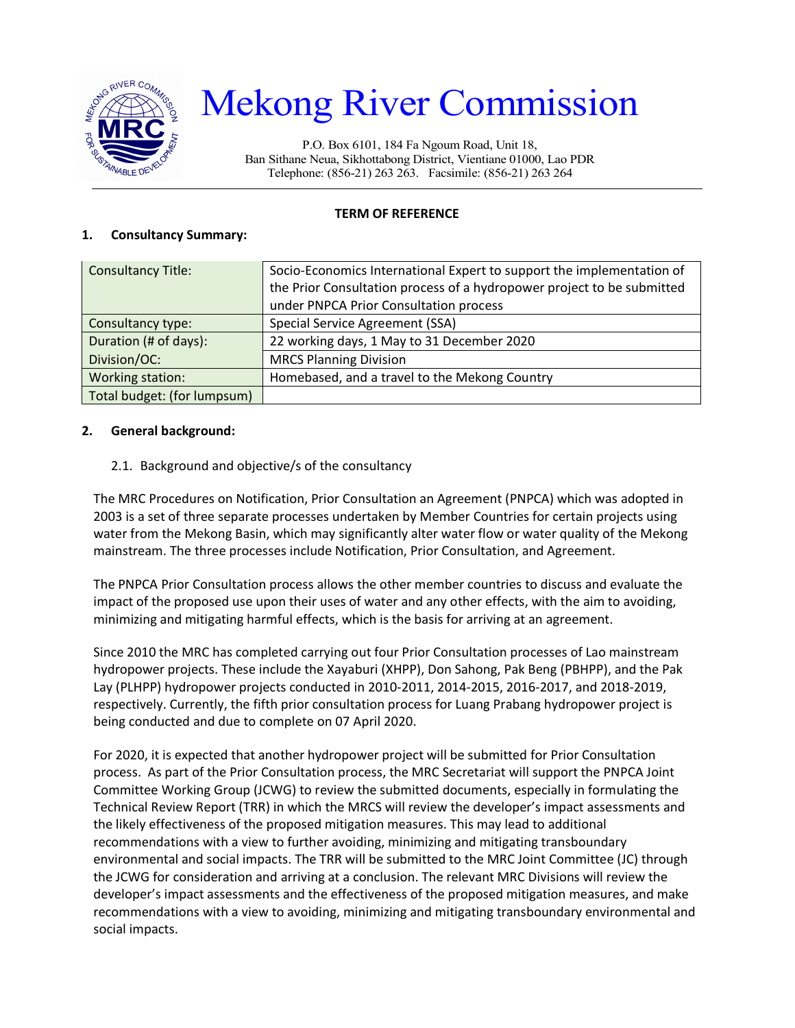# Mekong River Commission

P.O. Box 6101, 184 Fa Ngoum Road, Unit 18,
Ban Sithane Neua, Sikhottabong District, Vientiane 01000, Lao PDR
Telephone: (856-21) 263 263. Facsimile: (856-21) 263 264

**TERM OF REFERENCE**

## 1. Consultancy Summary:

| Consultancy Title: | Socio-Economics International Expert to support the implementation of the Prior Consultation process of a hydropower project to be submitted under PNPCA Prior Consultation process |
|---|---|
| Consultancy type: | Special Service Agreement (SSA) |
| Duration (# of days): | 22 working days, 1 May to 31 December 2020 |
| Division/OC: | MRCS Planning Division |
| Working station: | Homebased, and a travel to the Mekong Country |
| Total budget: (for lumpsum) | |

## 2. General background:

### 2.1. Background and objective/s of the consultancy

The MRC Procedures on Notification, Prior Consultation an Agreement (PNPCA) which was adopted in 2003 is a set of three separate processes undertaken by Member Countries for certain projects using water from the Mekong Basin, which may significantly alter water flow or water quality of the Mekong mainstream. The three processes include Notification, Prior Consultation, and Agreement.

The PNPCA Prior Consultation process allows the other member countries to discuss and evaluate the impact of the proposed use upon their uses of water and any other effects, with the aim to avoiding, minimizing and mitigating harmful effects, which is the basis for arriving at an agreement.

Since 2010 the MRC has completed carrying out four Prior Consultation processes of Lao mainstream hydropower projects. These include the Xayaburi (XHPP), Don Sahong, Pak Beng (PBHPP), and the Pak Lay (PLHPP) hydropower projects conducted in 2010-2011, 2014-2015, 2016-2017, and 2018-2019, respectively. Currently, the fifth prior consultation process for Luang Prabang hydropower project is being conducted and due to complete on 07 April 2020.

For 2020, it is expected that another hydropower project will be submitted for Prior Consultation process. As part of the Prior Consultation process, the MRC Secretariat will support the PNPCA Joint Committee Working Group (JCWG) to review the submitted documents, especially in formulating the Technical Review Report (TRR) in which the MRCS will review the developer's impact assessments and the likely effectiveness of the proposed mitigation measures. This may lead to additional recommendations with a view to further avoiding, minimizing and mitigating transboundary environmental and social impacts. The TRR will be submitted to the MRC Joint Committee (JC) through the JCWG for consideration and arriving at a conclusion. The relevant MRC Divisions will review the developer's impact assessments and the effectiveness of the proposed mitigation measures, and make recommendations with a view to avoiding, minimizing and mitigating transboundary environmental and social impacts.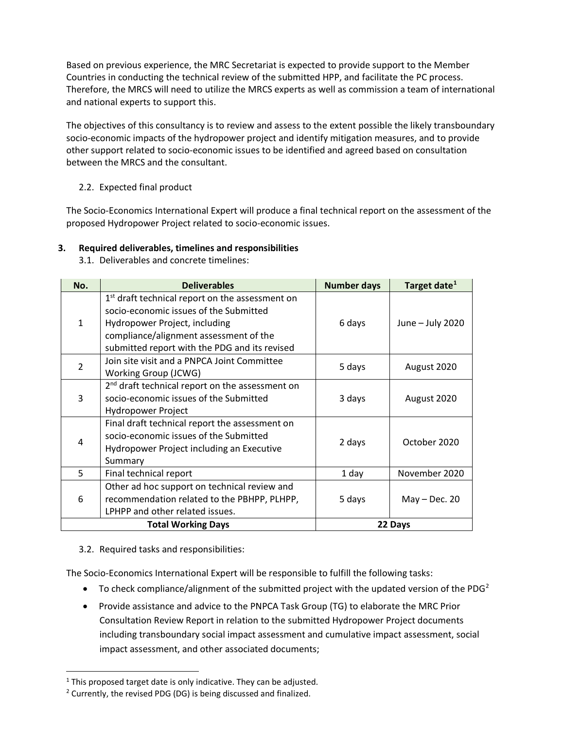Based on previous experience, the MRC Secretariat is expected to provide support to the Member Countries in conducting the technical review of the submitted HPP, and facilitate the PC process. Therefore, the MRCS will need to utilize the MRCS experts as well as commission a team of international and national experts to support this.

The objectives of this consultancy is to review and assess to the extent possible the likely transboundary socio-economic impacts of the hydropower project and identify mitigation measures, and to provide other support related to socio-economic issues to be identified and agreed based on consultation between the MRCS and the consultant.

2.2. Expected final product

The Socio-Economics International Expert will produce a final technical report on the assessment of the proposed Hydropower Project related to socio-economic issues.

## 3. Required deliverables, timelines and responsibilities

3.1. Deliverables and concrete timelines:

| No. | Deliverables | Number days | Target date[1] |
|---|---|---|---|
| 1 | 1st draft technical report on the assessment on socio-economic issues of the Submitted Hydropower Project, including compliance/alignment assessment of the submitted report with the PDG and its revised | 6 days | June – July 2020 |
| 2 | Join site visit and a PNPCA Joint Committee Working Group (JCWG) | 5 days | August 2020 |
| 3 | 2nd draft technical report on the assessment on socio-economic issues of the Submitted Hydropower Project | 3 days | August 2020 |
| 4 | Final draft technical report the assessment on socio-economic issues of the Submitted Hydropower Project including an Executive Summary | 2 days | October 2020 |
| 5 | Final technical report | 1 day | November 2020 |
| 6 | Other ad hoc support on technical review and recommendation related to the PBHPP, PLHPP, LPHPP and other related issues. | 5 days | May – Dec. 20 |
| **Total Working Days** | | **22 Days** | |

3.2. Required tasks and responsibilities:

The Socio-Economics International Expert will be responsible to fulfill the following tasks:

- To check compliance/alignment of the submitted project with the updated version of the PDG[2]
- Provide assistance and advice to the PNPCA Task Group (TG) to elaborate the MRC Prior Consultation Review Report in relation to the submitted Hydropower Project documents including transboundary social impact assessment and cumulative impact assessment, social impact assessment, and other associated documents;

---

[1] This proposed target date is only indicative. They can be adjusted.

[2] Currently, the revised PDG (DG) is being discussed and finalized.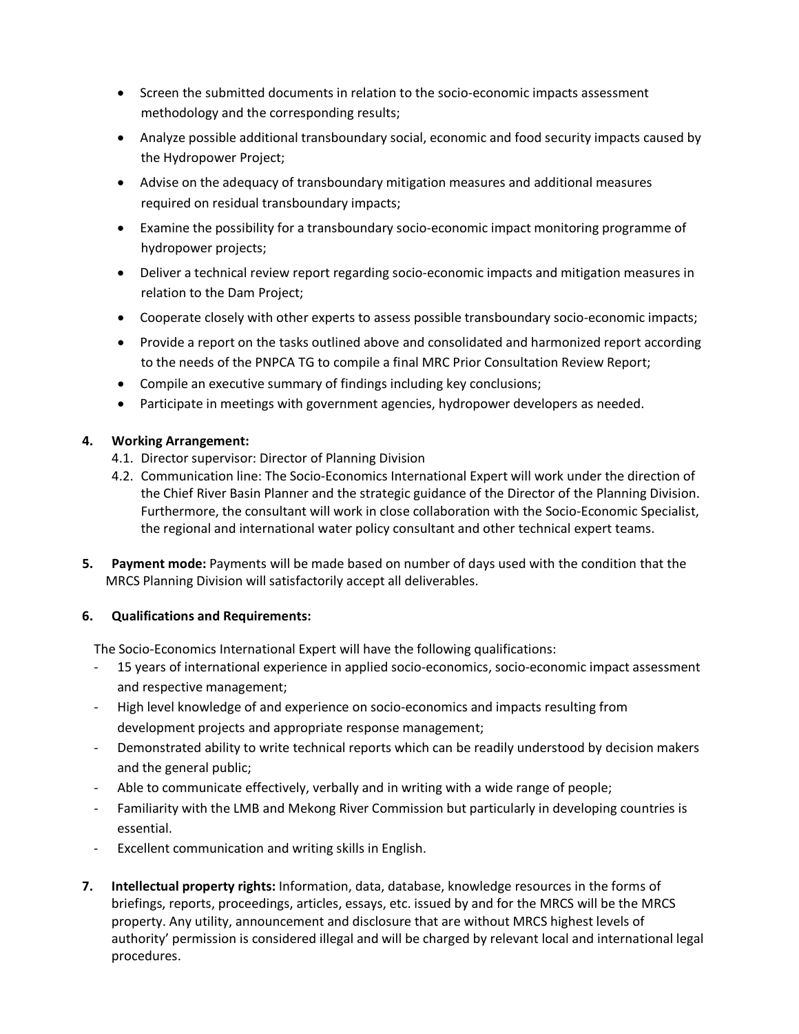- Screen the submitted documents in relation to the socio-economic impacts assessment methodology and the corresponding results;
- Analyze possible additional transboundary social, economic and food security impacts caused by the Hydropower Project;
- Advise on the adequacy of transboundary mitigation measures and additional measures required on residual transboundary impacts;
- Examine the possibility for a transboundary socio-economic impact monitoring programme of hydropower projects;
- Deliver a technical review report regarding socio-economic impacts and mitigation measures in relation to the Dam Project;
- Cooperate closely with other experts to assess possible transboundary socio-economic impacts;
- Provide a report on the tasks outlined above and consolidated and harmonized report according to the needs of the PNPCA TG to compile a final MRC Prior Consultation Review Report;
- Compile an executive summary of findings including key conclusions;
- Participate in meetings with government agencies, hydropower developers as needed.

**4. Working Arrangement:**

4.1. Director supervisor: Director of Planning Division

4.2. Communication line: The Socio-Economics International Expert will work under the direction of the Chief River Basin Planner and the strategic guidance of the Director of the Planning Division. Furthermore, the consultant will work in close collaboration with the Socio-Economic Specialist, the regional and international water policy consultant and other technical expert teams.

**5. Payment mode:** Payments will be made based on number of days used with the condition that the MRCS Planning Division will satisfactorily accept all deliverables.

**6. Qualifications and Requirements:**

The Socio-Economics International Expert will have the following qualifications:

- 15 years of international experience in applied socio-economics, socio-economic impact assessment and respective management;
- High level knowledge of and experience on socio-economics and impacts resulting from development projects and appropriate response management;
- Demonstrated ability to write technical reports which can be readily understood by decision makers and the general public;
- Able to communicate effectively, verbally and in writing with a wide range of people;
- Familiarity with the LMB and Mekong River Commission but particularly in developing countries is essential.
- Excellent communication and writing skills in English.

**7. Intellectual property rights:** Information, data, database, knowledge resources in the forms of briefings, reports, proceedings, articles, essays, etc. issued by and for the MRCS will be the MRCS property. Any utility, announcement and disclosure that are without MRCS highest levels of authority' permission is considered illegal and will be charged by relevant local and international legal procedures.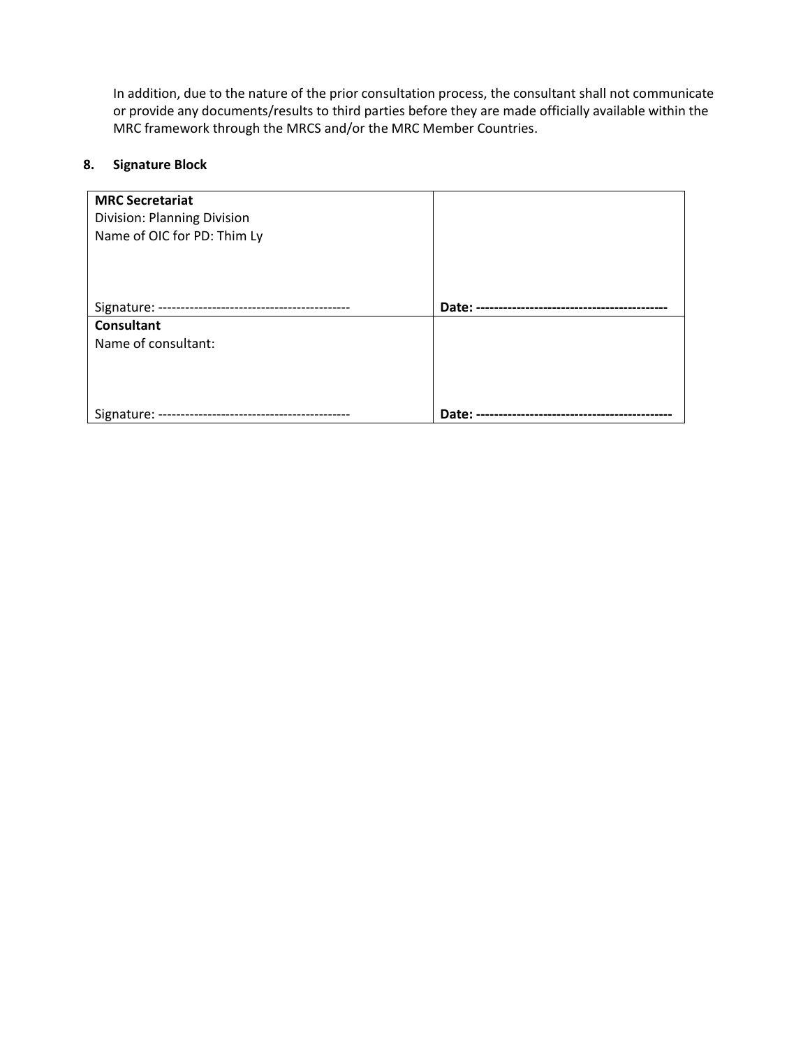In addition, due to the nature of the prior consultation process, the consultant shall not communicate or provide any documents/results to third parties before they are made officially available within the MRC framework through the MRCS and/or the MRC Member Countries.

## 8. Signature Block

| | |
|---|---|
| **MRC Secretariat**<br>Division: Planning Division<br>Name of OIC for PD: Thim Ly<br><br><br>Signature: ------------------------------------------ | **Date: ------------------------------------------** |
| **Consultant**<br>Name of consultant:<br><br><br>Signature: ------------------------------------------ | **Date: -------------------------------------------** |